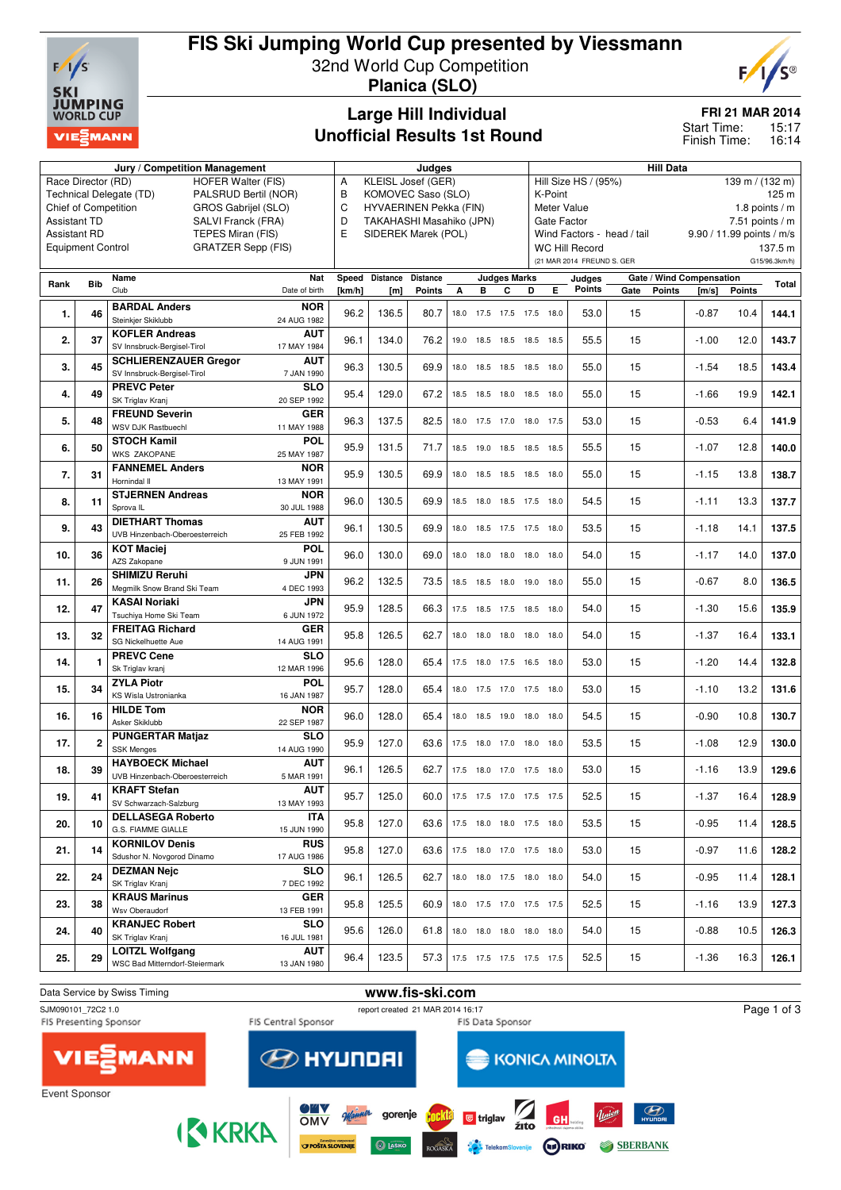# FIS Ski Jumping World Cup presented by Viessmann

32nd World Cup Competition

**Planica (SLO)**

## Large Hill Individual
## Unofficial Results 1st Round

**FRI 21 MAR 2014**
Start Time: 15:17
Finish Time: 16:14

| Jury / Competition Management | | Judges | | Hill Data | |
|---|---|---|---|---|---|
| Race Director (RD) | HOFER Walter (FIS) | A | KLEISL Josef (GER) | Hill Size HS / (95%) | 139 m / (132 m) |
| Technical Delegate (TD) | PALSRUD Bertil (NOR) | B | KOMOVEC Saso (SLO) | K-Point | 125 m |
| Chief of Competition | GROS Gabrijel (SLO) | C | HYVAERINEN Pekka (FIN) | Meter Value | 1.8 points / m |
| Assistant TD | SALVI Franck (FRA) | D | TAKAHASHI Masahiko (JPN) | Gate Factor | 7.51 points / m |
| Assistant RD | TEPES Miran (FIS) | E | SIDEREK Marek (POL) | Wind Factors - head / tail | 9.90 / 11.99 points / m/s |
| Equipment Control | GRATZER Sepp (FIS) | | | WC Hill Record | 137.5 m |
| | | | | (21 MAR 2014 FREUND S. GER | G15/96.3km/h) |

| Rank | Bib | Name / Club | Nat / Date of birth | Speed [km/h] | Distance [m] | Distance Points | A | B | C | D | E | Judges Points | Gate | Gate Points | Wind [m/s] | Wind Points | Total |
|---|---|---|---|---|---|---|---|---|---|---|---|---|---|---|---|---|---|
| 1. | 46 | **BARDAL Anders** Steinkjer Skiklubb | NOR 24 AUG 1982 | 96.2 | 136.5 | 80.7 | 18.0 | 17.5 | 17.5 | 17.5 | 18.0 | 53.0 | 15 | | -0.87 | 10.4 | 144.1 |
| 2. | 37 | **KOFLER Andreas** SV Innsbruck-Bergisel-Tirol | AUT 17 MAY 1984 | 96.1 | 134.0 | 76.2 | 19.0 | 18.5 | 18.5 | 18.5 | 18.5 | 55.5 | 15 | | -1.00 | 12.0 | 143.7 |
| 3. | 45 | **SCHLIERENZAUER Gregor** SV Innsbruck-Bergisel-Tirol | AUT 7 JAN 1990 | 96.3 | 130.5 | 69.9 | 18.0 | 18.5 | 18.5 | 18.5 | 18.0 | 55.0 | 15 | | -1.54 | 18.5 | 143.4 |
| 4. | 49 | **PREVC Peter** SK Triglav Kranj | SLO 20 SEP 1992 | 95.4 | 129.0 | 67.2 | 18.5 | 18.5 | 18.0 | 18.5 | 18.0 | 55.0 | 15 | | -1.66 | 19.9 | 142.1 |
| 5. | 48 | **FREUND Severin** WSV DJK Rastbuechl | GER 11 MAY 1988 | 96.3 | 137.5 | 82.5 | 18.0 | 17.5 | 17.0 | 18.0 | 17.5 | 53.0 | 15 | | -0.53 | 6.4 | 141.9 |
| 6. | 50 | **STOCH Kamil** WKS ZAKOPANE | POL 25 MAY 1987 | 95.9 | 131.5 | 71.7 | 18.5 | 19.0 | 18.5 | 18.5 | 18.5 | 55.5 | 15 | | -1.07 | 12.8 | 140.0 |
| 7. | 31 | **FANNEMEL Anders** Hornindal Il | NOR 13 MAY 1991 | 95.9 | 130.5 | 69.9 | 18.0 | 18.5 | 18.5 | 18.5 | 18.0 | 55.0 | 15 | | -1.15 | 13.8 | 138.7 |
| 8. | 11 | **STJERNEN Andreas** Sprova IL | NOR 30 JUL 1988 | 96.0 | 130.5 | 69.9 | 18.5 | 18.0 | 18.5 | 17.5 | 18.0 | 54.5 | 15 | | -1.11 | 13.3 | 137.7 |
| 9. | 43 | **DIETHART Thomas** UVB Hinzenbach-Oberoesterreich | AUT 25 FEB 1992 | 96.1 | 130.5 | 69.9 | 18.0 | 18.5 | 17.5 | 17.5 | 18.0 | 53.5 | 15 | | -1.18 | 14.1 | 137.5 |
| 10. | 36 | **KOT Maciej** AZS Zakopane | POL 9 JUN 1991 | 96.0 | 130.0 | 69.0 | 18.0 | 18.0 | 18.0 | 18.0 | 18.0 | 54.0 | 15 | | -1.17 | 14.0 | 137.0 |
| 11. | 26 | **SHIMIZU Reruhi** Megmilk Snow Brand Ski Team | JPN 4 DEC 1993 | 96.2 | 132.5 | 73.5 | 18.5 | 18.5 | 18.0 | 19.0 | 18.0 | 55.0 | 15 | | -0.67 | 8.0 | 136.5 |
| 12. | 47 | **KASAI Noriaki** Tsuchiya Home Ski Team | JPN 6 JUN 1972 | 95.9 | 128.5 | 66.3 | 17.5 | 18.5 | 17.5 | 18.5 | 18.0 | 54.0 | 15 | | -1.30 | 15.6 | 135.9 |
| 13. | 32 | **FREITAG Richard** SG Nickelhuette Aue | GER 14 AUG 1991 | 95.8 | 126.5 | 62.7 | 18.0 | 18.0 | 18.0 | 18.0 | 18.0 | 54.0 | 15 | | -1.37 | 16.4 | 133.1 |
| 14. | 1 | **PREVC Cene** Sk Triglav kranj | SLO 12 MAR 1996 | 95.6 | 128.0 | 65.4 | 17.5 | 18.0 | 17.5 | 16.5 | 18.0 | 53.0 | 15 | | -1.20 | 14.4 | 132.8 |
| 15. | 34 | **ZYLA Piotr** KS Wisla Ustronianka | POL 16 JAN 1987 | 95.7 | 128.0 | 65.4 | 18.0 | 17.5 | 17.0 | 17.5 | 18.0 | 53.0 | 15 | | -1.10 | 13.2 | 131.6 |
| 16. | 16 | **HILDE Tom** Asker Skiklubb | NOR 22 SEP 1987 | 96.0 | 128.0 | 65.4 | 18.0 | 18.5 | 19.0 | 18.0 | 18.0 | 54.5 | 15 | | -0.90 | 10.8 | 130.7 |
| 17. | 2 | **PUNGERTAR Matjaz** SSK Menges | SLO 14 AUG 1990 | 95.9 | 127.0 | 63.6 | 17.5 | 18.0 | 17.0 | 18.0 | 18.0 | 53.5 | 15 | | -1.08 | 12.9 | 130.0 |
| 18. | 39 | **HAYBOECK Michael** UVB Hinzenbach-Oberoesterreich | AUT 5 MAR 1991 | 96.1 | 126.5 | 62.7 | 17.5 | 18.0 | 17.0 | 17.5 | 18.0 | 53.0 | 15 | | -1.16 | 13.9 | 129.6 |
| 19. | 41 | **KRAFT Stefan** SV Schwarzach-Salzburg | AUT 13 MAY 1993 | 95.7 | 125.0 | 60.0 | 17.5 | 17.5 | 17.0 | 17.5 | 17.5 | 52.5 | 15 | | -1.37 | 16.4 | 128.9 |
| 20. | 10 | **DELLASEGA Roberto** G.S. FIAMME GIALLE | ITA 15 JUN 1990 | 95.8 | 127.0 | 63.6 | 17.5 | 18.0 | 18.0 | 17.5 | 18.0 | 53.5 | 15 | | -0.95 | 11.4 | 128.5 |
| 21. | 14 | **KORNILOV Denis** Sdushor N. Novgorod Dinamo | RUS 17 AUG 1986 | 95.8 | 127.0 | 63.6 | 17.5 | 18.0 | 17.0 | 17.5 | 18.0 | 53.0 | 15 | | -0.97 | 11.6 | 128.2 |
| 22. | 24 | **DEZMAN Nejc** SK Triglav Kranj | SLO 7 DEC 1992 | 96.1 | 126.5 | 62.7 | 18.0 | 18.0 | 17.5 | 18.0 | 18.0 | 54.0 | 15 | | -0.95 | 11.4 | 128.1 |
| 23. | 38 | **KRAUS Marinus** Wsv Oberaudorf | GER 13 FEB 1991 | 95.8 | 125.5 | 60.9 | 18.0 | 17.5 | 17.0 | 17.5 | 17.5 | 52.5 | 15 | | -1.16 | 13.9 | 127.3 |
| 24. | 40 | **KRANJEC Robert** SK Triglav Kranj | SLO 16 JUL 1981 | 95.6 | 126.0 | 61.8 | 18.0 | 18.0 | 18.0 | 18.0 | 18.0 | 54.0 | 15 | | -0.88 | 10.5 | 126.3 |
| 25. | 29 | **LOITZL Wolfgang** WSC Bad Mitterndorf-Steiermark | AUT 13 JAN 1980 | 96.4 | 123.5 | 57.3 | 17.5 | 17.5 | 17.5 | 17.5 | 17.5 | 52.5 | 15 | | -1.36 | 16.3 | 126.1 |

Data Service by Swiss Timing — www.fis-ski.com

SJM090101_72C2 1.0 — report created 21 MAR 2014 16:17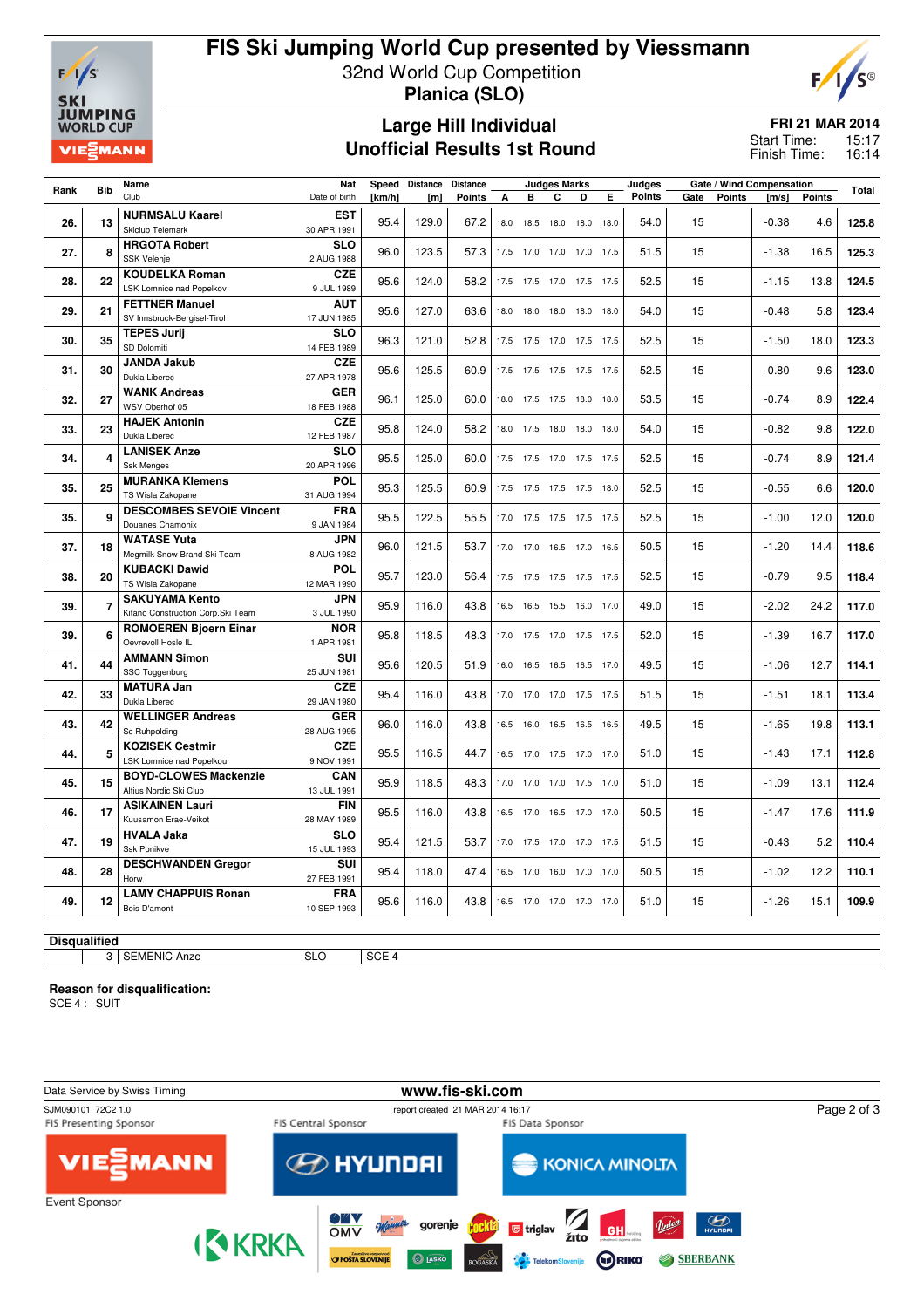# FIS Ski Jumping World Cup presented by Viessmann

32nd World Cup Competition
**Planica (SLO)**

## Large Hill Individual
## Unofficial Results 1st Round

**FRI 21 MAR 2014**
Start Time: 15:17
Finish Time: 16:14

| Rank | Bib | Name / Club | Nat / Date of birth | Speed [km/h] | Distance [m] | Distance Points | A | B | C | D | E | Judges Points | Gate | Gate Points | Wind [m/s] | Wind Points | Total |
|---|---|---|---|---|---|---|---|---|---|---|---|---|---|---|---|---|---|
| 26. | 13 | NURMSALU Kaarel<br>Skiclub Telemark | EST<br>30 APR 1991 | 95.4 | 129.0 | 67.2 | 18.0 | 18.5 | 18.0 | 18.0 | 18.0 | 54.0 | 15 | | -0.38 | 4.6 | 125.8 |
| 27. | 8 | HRGOTA Robert<br>SSK Velenje | SLO<br>2 AUG 1988 | 96.0 | 123.5 | 57.3 | 17.5 | 17.0 | 17.0 | 17.0 | 17.5 | 51.5 | 15 | | -1.38 | 16.5 | 125.3 |
| 28. | 22 | KOUDELKA Roman<br>LSK Lomnice nad Popelkov | CZE<br>9 JUL 1989 | 95.6 | 124.0 | 58.2 | 17.5 | 17.5 | 17.0 | 17.5 | 17.5 | 52.5 | 15 | | -1.15 | 13.8 | 124.5 |
| 29. | 21 | FETTNER Manuel<br>SV Innsbruck-Bergisel-Tirol | AUT<br>17 JUN 1985 | 95.6 | 127.0 | 63.6 | 18.0 | 18.0 | 18.0 | 18.0 | 18.0 | 54.0 | 15 | | -0.48 | 5.8 | 123.4 |
| 30. | 35 | TEPES Jurij<br>SD Dolomiti | SLO<br>14 FEB 1989 | 96.3 | 121.0 | 52.8 | 17.5 | 17.5 | 17.0 | 17.5 | 17.5 | 52.5 | 15 | | -1.50 | 18.0 | 123.3 |
| 31. | 30 | JANDA Jakub<br>Dukla Liberec | CZE<br>27 APR 1978 | 95.6 | 125.5 | 60.9 | 17.5 | 17.5 | 17.5 | 17.5 | 17.5 | 52.5 | 15 | | -0.80 | 9.6 | 123.0 |
| 32. | 27 | WANK Andreas<br>WSV Oberhof 05 | GER<br>18 FEB 1988 | 96.1 | 125.0 | 60.0 | 18.0 | 17.5 | 17.5 | 18.0 | 18.0 | 53.5 | 15 | | -0.74 | 8.9 | 122.4 |
| 33. | 23 | HAJEK Antonin<br>Dukla Liberec | CZE<br>12 FEB 1987 | 95.8 | 124.0 | 58.2 | 18.0 | 17.5 | 18.0 | 18.0 | 18.0 | 54.0 | 15 | | -0.82 | 9.8 | 122.0 |
| 34. | 4 | LANISEK Anze<br>Ssk Menges | SLO<br>20 APR 1996 | 95.5 | 125.0 | 60.0 | 17.5 | 17.5 | 17.0 | 17.5 | 17.5 | 52.5 | 15 | | -0.74 | 8.9 | 121.4 |
| 35. | 25 | MURANKA Klemens<br>TS Wisla Zakopane | POL<br>31 AUG 1994 | 95.3 | 125.5 | 60.9 | 17.5 | 17.5 | 17.5 | 17.5 | 18.0 | 52.5 | 15 | | -0.55 | 6.6 | 120.0 |
| 35. | 9 | DESCOMBES SEVOIE Vincent<br>Douanes Chamonix | FRA<br>9 JAN 1984 | 95.5 | 122.5 | 55.5 | 17.0 | 17.5 | 17.5 | 17.5 | 17.5 | 52.5 | 15 | | -1.00 | 12.0 | 120.0 |
| 37. | 18 | WATASE Yuta<br>Megmilk Snow Brand Ski Team | JPN<br>8 AUG 1982 | 96.0 | 121.5 | 53.7 | 17.0 | 17.0 | 16.5 | 17.0 | 16.5 | 50.5 | 15 | | -1.20 | 14.4 | 118.6 |
| 38. | 20 | KUBACKI Dawid<br>TS Wisla Zakopane | POL<br>12 MAR 1990 | 95.7 | 123.0 | 56.4 | 17.5 | 17.5 | 17.5 | 17.5 | 17.5 | 52.5 | 15 | | -0.79 | 9.5 | 118.4 |
| 39. | 7 | SAKUYAMA Kento<br>Kitano Construction Corp.Ski Team | JPN<br>3 JUL 1990 | 95.9 | 116.0 | 43.8 | 16.5 | 16.5 | 15.5 | 16.0 | 17.0 | 49.0 | 15 | | -2.02 | 24.2 | 117.0 |
| 39. | 6 | ROMOEREN Bjoern Einar<br>Oevrevoll Hosle IL | NOR<br>1 APR 1981 | 95.8 | 118.5 | 48.3 | 17.0 | 17.5 | 17.0 | 17.5 | 17.5 | 52.0 | 15 | | -1.39 | 16.7 | 117.0 |
| 41. | 44 | AMMANN Simon<br>SSC Toggenburg | SUI<br>25 JUN 1981 | 95.6 | 120.5 | 51.9 | 16.0 | 16.5 | 16.5 | 16.5 | 17.0 | 49.5 | 15 | | -1.06 | 12.7 | 114.1 |
| 42. | 33 | MATURA Jan<br>Dukla Liberec | CZE<br>29 JAN 1980 | 95.4 | 116.0 | 43.8 | 17.0 | 17.0 | 17.0 | 17.5 | 17.5 | 51.5 | 15 | | -1.51 | 18.1 | 113.4 |
| 43. | 42 | WELLINGER Andreas<br>Sc Ruhpolding | GER<br>28 AUG 1995 | 96.0 | 116.0 | 43.8 | 16.5 | 16.0 | 16.5 | 16.5 | 16.5 | 49.5 | 15 | | -1.65 | 19.8 | 113.1 |
| 44. | 5 | KOZISEK Cestmir<br>LSK Lomnice nad Popelkou | CZE<br>9 NOV 1991 | 95.5 | 116.5 | 44.7 | 16.5 | 17.0 | 17.5 | 17.0 | 17.0 | 51.0 | 15 | | -1.43 | 17.1 | 112.8 |
| 45. | 15 | BOYD-CLOWES Mackenzie<br>Altius Nordic Ski Club | CAN<br>13 JUL 1991 | 95.9 | 118.5 | 48.3 | 17.0 | 17.0 | 17.0 | 17.5 | 17.0 | 51.0 | 15 | | -1.09 | 13.1 | 112.4 |
| 46. | 17 | ASIKAINEN Lauri<br>Kuusamon Erae-Veikot | FIN<br>28 MAY 1989 | 95.5 | 116.0 | 43.8 | 16.5 | 17.0 | 16.5 | 17.0 | 17.0 | 50.5 | 15 | | -1.47 | 17.6 | 111.9 |
| 47. | 19 | HVALA Jaka<br>Ssk Ponikve | SLO<br>15 JUL 1993 | 95.4 | 121.5 | 53.7 | 17.0 | 17.5 | 17.0 | 17.0 | 17.5 | 51.5 | 15 | | -0.43 | 5.2 | 110.4 |
| 48. | 28 | DESCHWANDEN Gregor<br>Horw | SUI<br>27 FEB 1991 | 95.4 | 118.0 | 47.4 | 16.5 | 17.0 | 16.0 | 17.0 | 17.0 | 50.5 | 15 | | -1.02 | 12.2 | 110.1 |
| 49. | 12 | LAMY CHAPPUIS Ronan<br>Bois D'amont | FRA<br>10 SEP 1993 | 95.6 | 116.0 | 43.8 | 16.5 | 17.0 | 17.0 | 17.0 | 17.0 | 51.0 | 15 | | -1.26 | 15.1 | 109.9 |

**Disqualified**

| | Bib | Name | Nat | Reason |
|---|---|---|---|---|
| | 3 | SEMENIC Anze | SLO | SCE 4 |

**Reason for disqualification:**
SCE 4 : SUIT

Data Service by Swiss Timing
www.fis-ski.com
SJM090101_72C2 1.0
report created 21 MAR 2014 16:17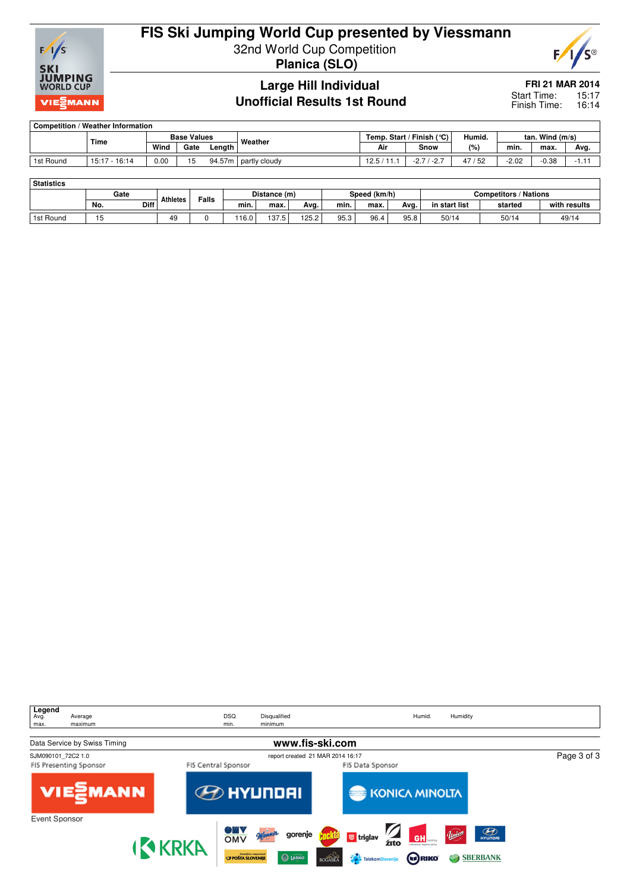# FIS Ski Jumping World Cup presented by Viessmann

32nd World Cup Competition

**Planica (SLO)**

## Large Hill Individual
## Unofficial Results 1st Round

**FRI 21 MAR 2014**

Start Time: 15:17

Finish Time: 16:14

| Competition / Weather Information | | | | | | | | | | | | |
|---|---|---|---|---|---|---|---|---|---|---|---|---|
| | Time | Base Values | | | Weather | Temp. Start / Finish (°C) | | Humid. | tan. Wind (m/s) | | |
| | | Wind | Gate | Length | | Air | Snow | (%) | min. | max. | Avg. |
| 1st Round | 15:17 - 16:14 | 0.00 | 15 | 94.57m | partly cloudy | 12.5 / 11.1 | -2.7 / -2.7 | 47 / 52 | -2.02 | -0.38 | -1.11 |

| Statistics | | | | | | | | | | | | | |
|---|---|---|---|---|---|---|---|---|---|---|---|---|---|
| | Gate | | Athletes | Falls | Distance (m) | | | Speed (km/h) | | | Competitors / Nations | | |
| | No. | Diff | | | min. | max. | Avg. | min. | max. | Avg. | in start list | started | with results |
| 1st Round | 15 | | 49 | 0 | 116.0 | 137.5 | 125.2 | 95.3 | 96.4 | 95.8 | 50/14 | 50/14 | 49/14 |

**Legend**

Avg. Average

max. maximum

DSQ Disqualified

min. minimum

Humid. Humidity

Data Service by Swiss Timing

www.fis-ski.com

SJM090101_72C2 1.0

report created 21 MAR 2014 16:17

FIS Presenting Sponsor

FIS Central Sponsor

FIS Data Sponsor

Event Sponsor